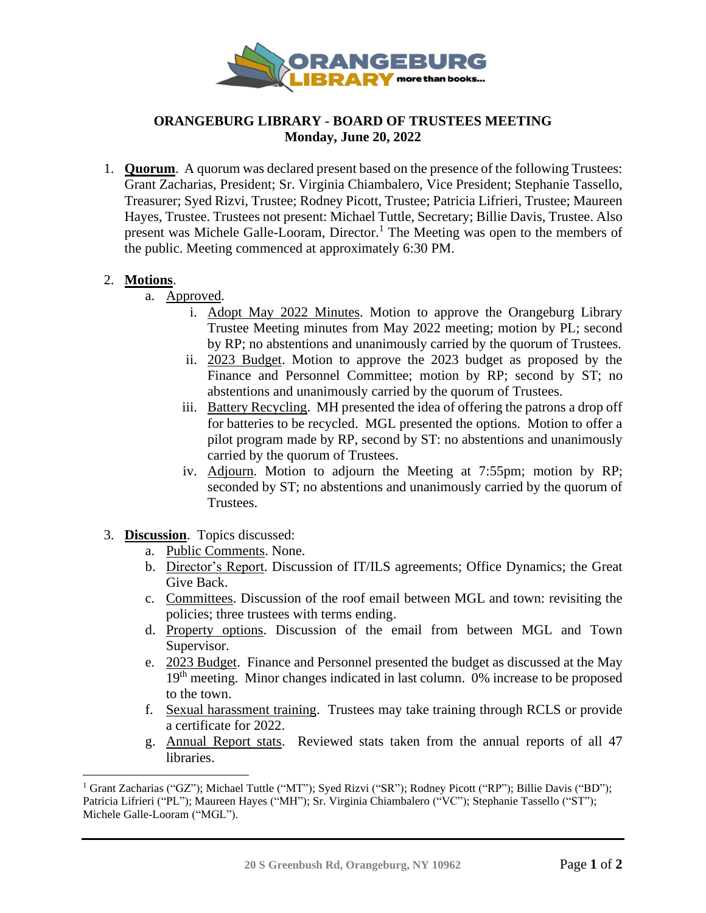# ORANGEBURG LIBRARY - BOARD OF TRUSTEES MEETING
## Monday, June 20, 2022

1. **Quorum**. A quorum was declared present based on the presence of the following Trustees: Grant Zacharias, President; Sr. Virginia Chiambalero, Vice President; Stephanie Tassello, Treasurer; Syed Rizvi, Trustee; Rodney Picott, Trustee; Patricia Lifrieri, Trustee; Maureen Hayes, Trustee. Trustees not present: Michael Tuttle, Secretary; Billie Davis, Trustee. Also present was Michele Galle-Looram, Director.[1] The Meeting was open to the members of the public. Meeting commenced at approximately 6:30 PM.

2. **Motions**.
   a. Approved.
      i. Adopt May 2022 Minutes. Motion to approve the Orangeburg Library Trustee Meeting minutes from May 2022 meeting; motion by PL; second by RP; no abstentions and unanimously carried by the quorum of Trustees.
      ii. 2023 Budget. Motion to approve the 2023 budget as proposed by the Finance and Personnel Committee; motion by RP; second by ST; no abstentions and unanimously carried by the quorum of Trustees.
      iii. Battery Recycling. MH presented the idea of offering the patrons a drop off for batteries to be recycled. MGL presented the options. Motion to offer a pilot program made by RP, second by ST: no abstentions and unanimously carried by the quorum of Trustees.
      iv. Adjourn. Motion to adjourn the Meeting at 7:55pm; motion by RP; seconded by ST; no abstentions and unanimously carried by the quorum of Trustees.

3. **Discussion**. Topics discussed:
   a. Public Comments. None.
   b. Director's Report. Discussion of IT/ILS agreements; Office Dynamics; the Great Give Back.
   c. Committees. Discussion of the roof email between MGL and town: revisiting the policies; three trustees with terms ending.
   d. Property options. Discussion of the email from between MGL and Town Supervisor.
   e. 2023 Budget. Finance and Personnel presented the budget as discussed at the May 19th meeting. Minor changes indicated in last column. 0% increase to be proposed to the town.
   f. Sexual harassment training. Trustees may take training through RCLS or provide a certificate for 2022.
   g. Annual Report stats. Reviewed stats taken from the annual reports of all 47 libraries.

---

[1] Grant Zacharias ("GZ"); Michael Tuttle ("MT"); Syed Rizvi ("SR"); Rodney Picott ("RP"); Billie Davis ("BD"); Patricia Lifrieri ("PL"); Maureen Hayes ("MH"); Sr. Virginia Chiambalero ("VC"); Stephanie Tassello ("ST"); Michele Galle-Looram ("MGL").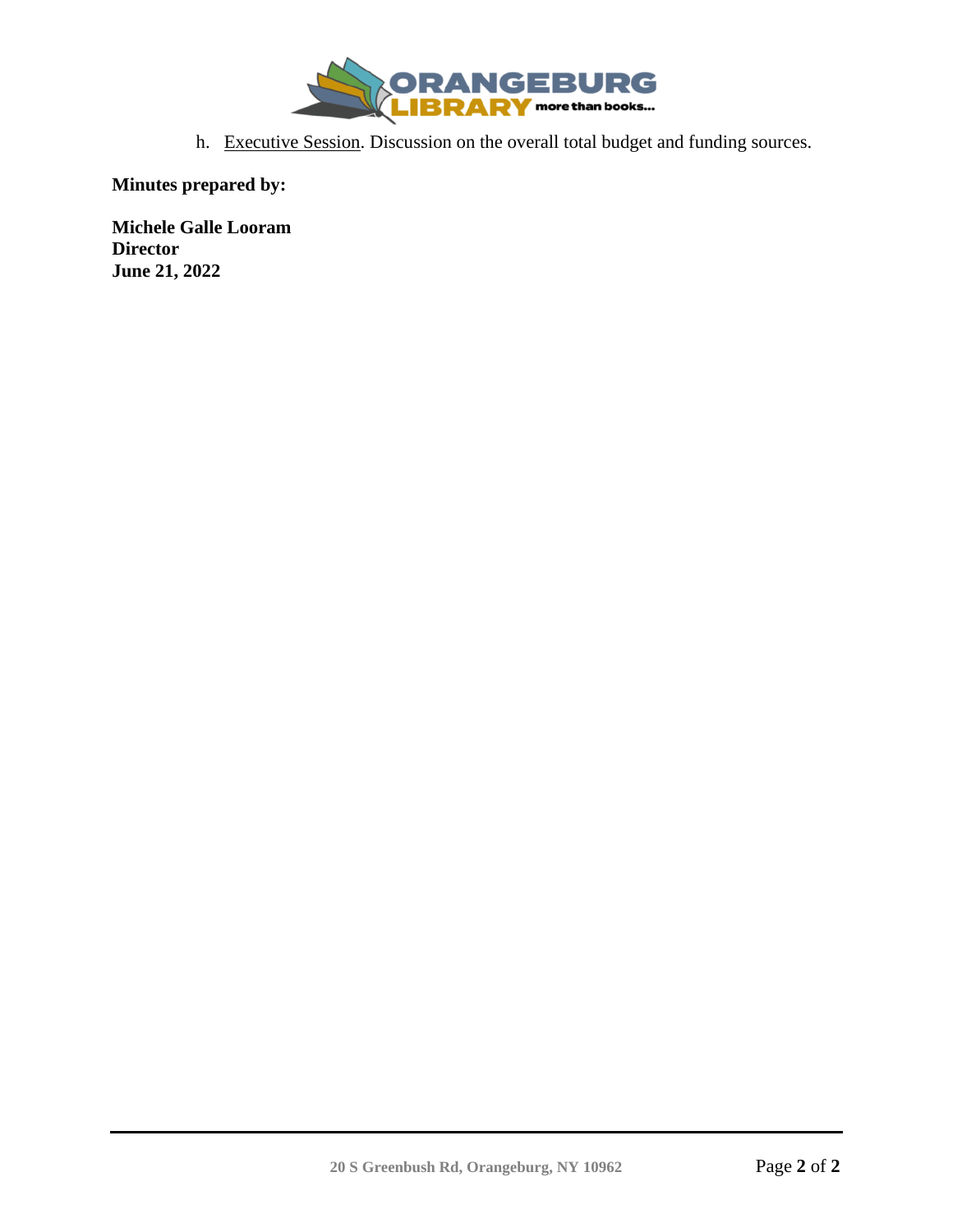h. Executive Session. Discussion on the overall total budget and funding sources.

**Minutes prepared by:**

**Michele Galle Looram**
**Director**
**June 21, 2022**